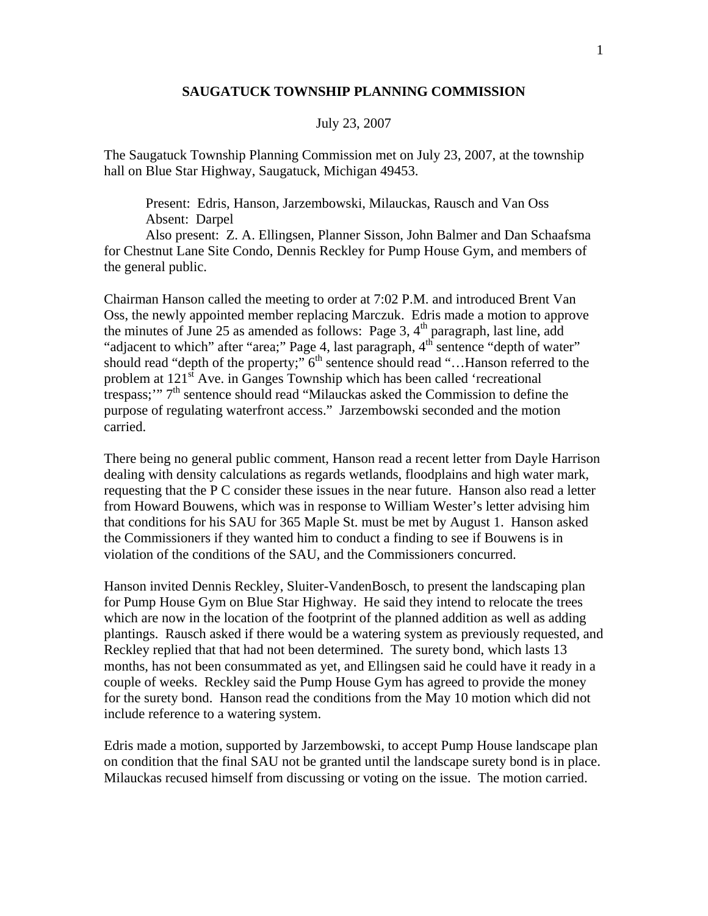# SAUGATUCK TOWNSHIP PLANNING COMMISSION

July 23, 2007

The Saugatuck Township Planning Commission met on July 23, 2007, at the township hall on Blue Star Highway, Saugatuck, Michigan 49453.

Present: Edris, Hanson, Jarzembowski, Milauckas, Rausch and Van Oss
Absent: Darpel
Also present: Z. A. Ellingsen, Planner Sisson, John Balmer and Dan Schaafsma for Chestnut Lane Site Condo, Dennis Reckley for Pump House Gym, and members of the general public.

Chairman Hanson called the meeting to order at 7:02 P.M. and introduced Brent Van Oss, the newly appointed member replacing Marczuk. Edris made a motion to approve the minutes of June 25 as amended as follows: Page 3, 4th paragraph, last line, add "adjacent to which" after "area;" Page 4, last paragraph, 4th sentence "depth of water" should read "depth of the property;" 6th sentence should read "…Hanson referred to the problem at 121st Ave. in Ganges Township which has been called 'recreational trespass;'" 7th sentence should read "Milauckas asked the Commission to define the purpose of regulating waterfront access." Jarzembowski seconded and the motion carried.

There being no general public comment, Hanson read a recent letter from Dayle Harrison dealing with density calculations as regards wetlands, floodplains and high water mark, requesting that the P C consider these issues in the near future. Hanson also read a letter from Howard Bouwens, which was in response to William Wester's letter advising him that conditions for his SAU for 365 Maple St. must be met by August 1. Hanson asked the Commissioners if they wanted him to conduct a finding to see if Bouwens is in violation of the conditions of the SAU, and the Commissioners concurred.

Hanson invited Dennis Reckley, Sluiter-VandenBosch, to present the landscaping plan for Pump House Gym on Blue Star Highway. He said they intend to relocate the trees which are now in the location of the footprint of the planned addition as well as adding plantings. Rausch asked if there would be a watering system as previously requested, and Reckley replied that that had not been determined. The surety bond, which lasts 13 months, has not been consummated as yet, and Ellingsen said he could have it ready in a couple of weeks. Reckley said the Pump House Gym has agreed to provide the money for the surety bond. Hanson read the conditions from the May 10 motion which did not include reference to a watering system.

Edris made a motion, supported by Jarzembowski, to accept Pump House landscape plan on condition that the final SAU not be granted until the landscape surety bond is in place. Milauckas recused himself from discussing or voting on the issue. The motion carried.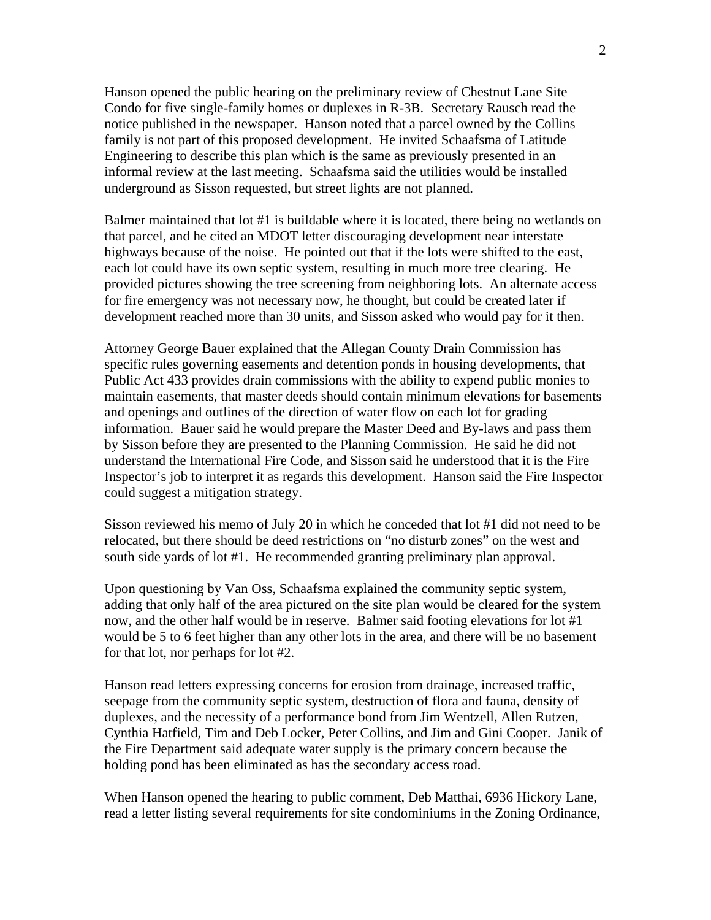Hanson opened the public hearing on the preliminary review of Chestnut Lane Site Condo for five single-family homes or duplexes in R-3B. Secretary Rausch read the notice published in the newspaper. Hanson noted that a parcel owned by the Collins family is not part of this proposed development. He invited Schaafsma of Latitude Engineering to describe this plan which is the same as previously presented in an informal review at the last meeting. Schaafsma said the utilities would be installed underground as Sisson requested, but street lights are not planned.

Balmer maintained that lot #1 is buildable where it is located, there being no wetlands on that parcel, and he cited an MDOT letter discouraging development near interstate highways because of the noise. He pointed out that if the lots were shifted to the east, each lot could have its own septic system, resulting in much more tree clearing. He provided pictures showing the tree screening from neighboring lots. An alternate access for fire emergency was not necessary now, he thought, but could be created later if development reached more than 30 units, and Sisson asked who would pay for it then.

Attorney George Bauer explained that the Allegan County Drain Commission has specific rules governing easements and detention ponds in housing developments, that Public Act 433 provides drain commissions with the ability to expend public monies to maintain easements, that master deeds should contain minimum elevations for basements and openings and outlines of the direction of water flow on each lot for grading information. Bauer said he would prepare the Master Deed and By-laws and pass them by Sisson before they are presented to the Planning Commission. He said he did not understand the International Fire Code, and Sisson said he understood that it is the Fire Inspector's job to interpret it as regards this development. Hanson said the Fire Inspector could suggest a mitigation strategy.

Sisson reviewed his memo of July 20 in which he conceded that lot #1 did not need to be relocated, but there should be deed restrictions on "no disturb zones" on the west and south side yards of lot #1. He recommended granting preliminary plan approval.

Upon questioning by Van Oss, Schaafsma explained the community septic system, adding that only half of the area pictured on the site plan would be cleared for the system now, and the other half would be in reserve. Balmer said footing elevations for lot #1 would be 5 to 6 feet higher than any other lots in the area, and there will be no basement for that lot, nor perhaps for lot #2.

Hanson read letters expressing concerns for erosion from drainage, increased traffic, seepage from the community septic system, destruction of flora and fauna, density of duplexes, and the necessity of a performance bond from Jim Wentzell, Allen Rutzen, Cynthia Hatfield, Tim and Deb Locker, Peter Collins, and Jim and Gini Cooper. Janik of the Fire Department said adequate water supply is the primary concern because the holding pond has been eliminated as has the secondary access road.

When Hanson opened the hearing to public comment, Deb Matthai, 6936 Hickory Lane, read a letter listing several requirements for site condominiums in the Zoning Ordinance,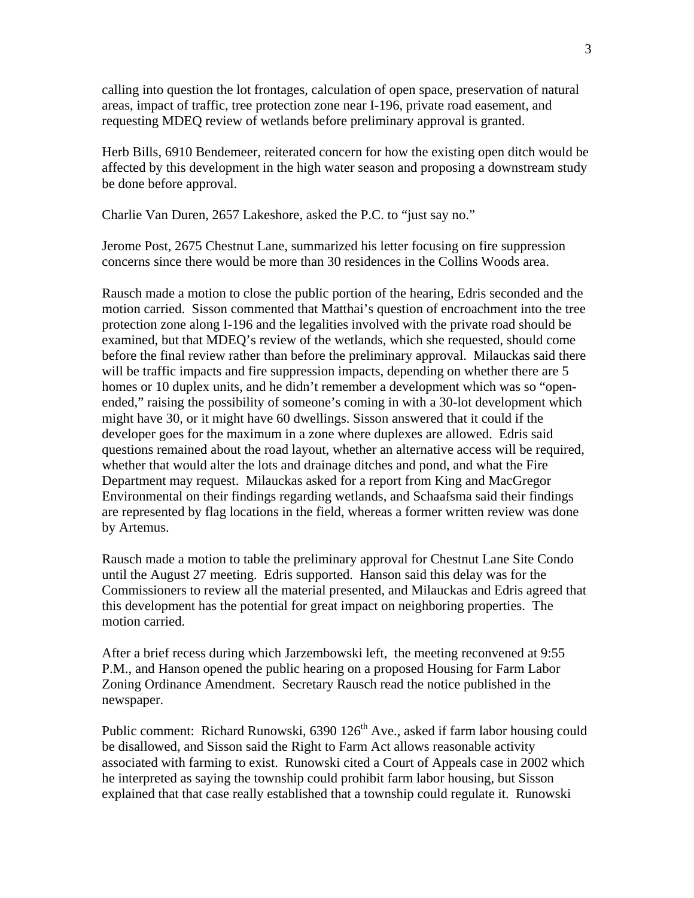calling into question the lot frontages, calculation of open space, preservation of natural areas, impact of traffic, tree protection zone near I-196, private road easement, and requesting MDEQ review of wetlands before preliminary approval is granted.

Herb Bills, 6910 Bendemeer, reiterated concern for how the existing open ditch would be affected by this development in the high water season and proposing a downstream study be done before approval.

Charlie Van Duren, 2657 Lakeshore, asked the P.C. to "just say no."

Jerome Post, 2675 Chestnut Lane, summarized his letter focusing on fire suppression concerns since there would be more than 30 residences in the Collins Woods area.

Rausch made a motion to close the public portion of the hearing, Edris seconded and the motion carried. Sisson commented that Matthai's question of encroachment into the tree protection zone along I-196 and the legalities involved with the private road should be examined, but that MDEQ's review of the wetlands, which she requested, should come before the final review rather than before the preliminary approval. Milauckas said there will be traffic impacts and fire suppression impacts, depending on whether there are 5 homes or 10 duplex units, and he didn't remember a development which was so "open-ended," raising the possibility of someone's coming in with a 30-lot development which might have 30, or it might have 60 dwellings. Sisson answered that it could if the developer goes for the maximum in a zone where duplexes are allowed. Edris said questions remained about the road layout, whether an alternative access will be required, whether that would alter the lots and drainage ditches and pond, and what the Fire Department may request. Milauckas asked for a report from King and MacGregor Environmental on their findings regarding wetlands, and Schaafsma said their findings are represented by flag locations in the field, whereas a former written review was done by Artemus.

Rausch made a motion to table the preliminary approval for Chestnut Lane Site Condo until the August 27 meeting. Edris supported. Hanson said this delay was for the Commissioners to review all the material presented, and Milauckas and Edris agreed that this development has the potential for great impact on neighboring properties. The motion carried.

After a brief recess during which Jarzembowski left, the meeting reconvened at 9:55 P.M., and Hanson opened the public hearing on a proposed Housing for Farm Labor Zoning Ordinance Amendment. Secretary Rausch read the notice published in the newspaper.

Public comment: Richard Runowski, 6390 126th Ave., asked if farm labor housing could be disallowed, and Sisson said the Right to Farm Act allows reasonable activity associated with farming to exist. Runowski cited a Court of Appeals case in 2002 which he interpreted as saying the township could prohibit farm labor housing, but Sisson explained that that case really established that a township could regulate it. Runowski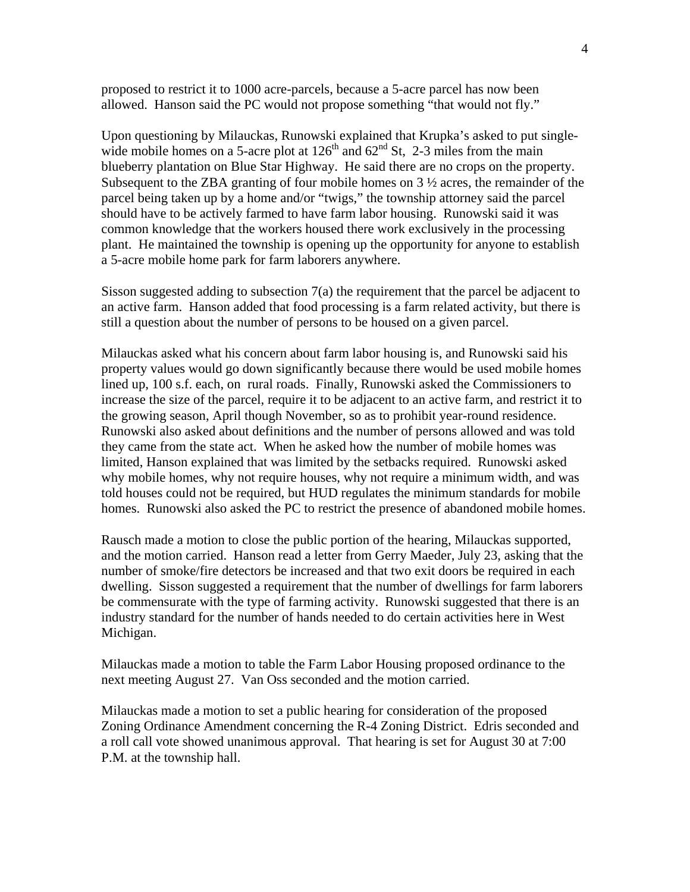proposed to restrict it to 1000 acre-parcels, because a 5-acre parcel has now been allowed. Hanson said the PC would not propose something "that would not fly."

Upon questioning by Milauckas, Runowski explained that Krupka's asked to put single-wide mobile homes on a 5-acre plot at 126th and 62nd St, 2-3 miles from the main blueberry plantation on Blue Star Highway. He said there are no crops on the property. Subsequent to the ZBA granting of four mobile homes on 3 ½ acres, the remainder of the parcel being taken up by a home and/or "twigs," the township attorney said the parcel should have to be actively farmed to have farm labor housing. Runowski said it was common knowledge that the workers housed there work exclusively in the processing plant. He maintained the township is opening up the opportunity for anyone to establish a 5-acre mobile home park for farm laborers anywhere.

Sisson suggested adding to subsection 7(a) the requirement that the parcel be adjacent to an active farm. Hanson added that food processing is a farm related activity, but there is still a question about the number of persons to be housed on a given parcel.

Milauckas asked what his concern about farm labor housing is, and Runowski said his property values would go down significantly because there would be used mobile homes lined up, 100 s.f. each, on rural roads. Finally, Runowski asked the Commissioners to increase the size of the parcel, require it to be adjacent to an active farm, and restrict it to the growing season, April though November, so as to prohibit year-round residence. Runowski also asked about definitions and the number of persons allowed and was told they came from the state act. When he asked how the number of mobile homes was limited, Hanson explained that was limited by the setbacks required. Runowski asked why mobile homes, why not require houses, why not require a minimum width, and was told houses could not be required, but HUD regulates the minimum standards for mobile homes. Runowski also asked the PC to restrict the presence of abandoned mobile homes.

Rausch made a motion to close the public portion of the hearing, Milauckas supported, and the motion carried. Hanson read a letter from Gerry Maeder, July 23, asking that the number of smoke/fire detectors be increased and that two exit doors be required in each dwelling. Sisson suggested a requirement that the number of dwellings for farm laborers be commensurate with the type of farming activity. Runowski suggested that there is an industry standard for the number of hands needed to do certain activities here in West Michigan.

Milauckas made a motion to table the Farm Labor Housing proposed ordinance to the next meeting August 27. Van Oss seconded and the motion carried.

Milauckas made a motion to set a public hearing for consideration of the proposed Zoning Ordinance Amendment concerning the R-4 Zoning District. Edris seconded and a roll call vote showed unanimous approval. That hearing is set for August 30 at 7:00 P.M. at the township hall.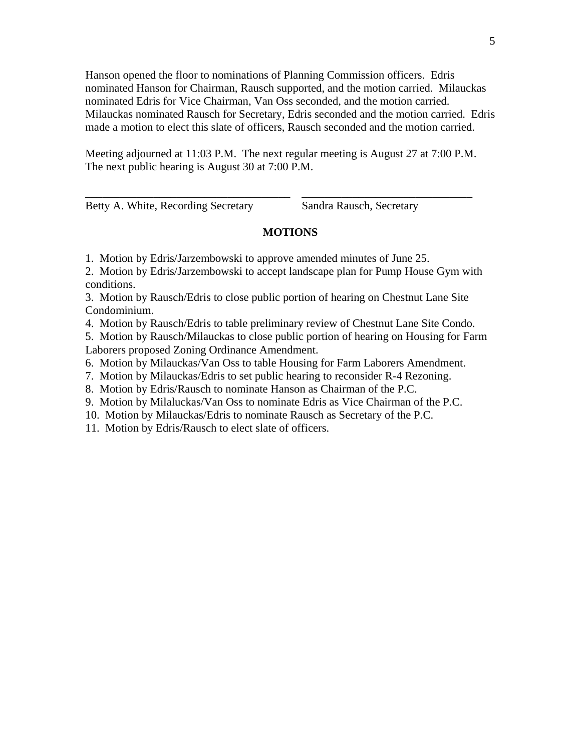Hanson opened the floor to nominations of Planning Commission officers. Edris nominated Hanson for Chairman, Rausch supported, and the motion carried. Milauckas nominated Edris for Vice Chairman, Van Oss seconded, and the motion carried. Milauckas nominated Rausch for Secretary, Edris seconded and the motion carried. Edris made a motion to elect this slate of officers, Rausch seconded and the motion carried.

Meeting adjourned at 11:03 P.M. The next regular meeting is August 27 at 7:00 P.M. The next public hearing is August 30 at 7:00 P.M.

\_\_\_\_\_\_\_\_\_\_\_\_\_\_\_\_\_\_\_\_\_\_\_\_\_\_\_\_\_\_\_\_\_\_\_\_ \_\_\_\_\_\_\_\_\_\_\_\_\_\_\_\_\_\_\_\_\_\_\_\_\_\_\_\_\_\_

Betty A. White, Recording Secretary Sandra Rausch, Secretary

**MOTIONS**

1. Motion by Edris/Jarzembowski to approve amended minutes of June 25.
2. Motion by Edris/Jarzembowski to accept landscape plan for Pump House Gym with conditions.
3. Motion by Rausch/Edris to close public portion of hearing on Chestnut Lane Site Condominium.
4. Motion by Rausch/Edris to table preliminary review of Chestnut Lane Site Condo.
5. Motion by Rausch/Milauckas to close public portion of hearing on Housing for Farm Laborers proposed Zoning Ordinance Amendment.
6. Motion by Milauckas/Van Oss to table Housing for Farm Laborers Amendment.
7. Motion by Milauckas/Edris to set public hearing to reconsider R-4 Rezoning.
8. Motion by Edris/Rausch to nominate Hanson as Chairman of the P.C.
9. Motion by Milaluckas/Van Oss to nominate Edris as Vice Chairman of the P.C.
10. Motion by Milauckas/Edris to nominate Rausch as Secretary of the P.C.
11. Motion by Edris/Rausch to elect slate of officers.